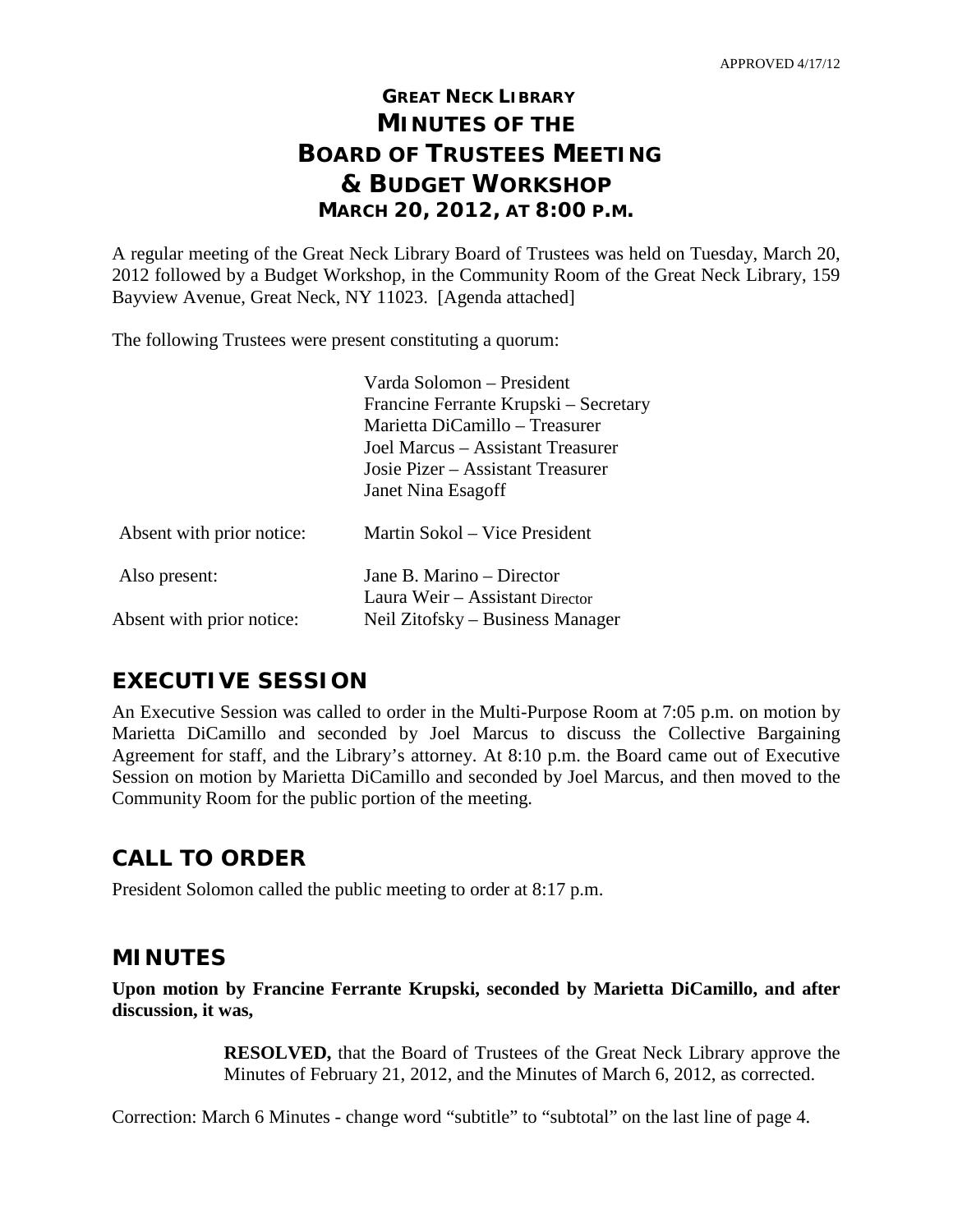APPROVED 4/17/12

# GREAT NECK LIBRARY
# MINUTES OF THE
# BOARD OF TRUSTEES MEETING
# & BUDGET WORKSHOP
## MARCH 20, 2012, AT 8:00 P.M.

A regular meeting of the Great Neck Library Board of Trustees was held on Tuesday, March 20, 2012 followed by a Budget Workshop, in the Community Room of the Great Neck Library, 159 Bayview Avenue, Great Neck, NY 11023. [Agenda attached]

The following Trustees were present constituting a quorum:

Varda Solomon – President
Francine Ferrante Krupski – Secretary
Marietta DiCamillo – Treasurer
Joel Marcus – Assistant Treasurer
Josie Pizer – Assistant Treasurer
Janet Nina Esagoff

Absent with prior notice: Martin Sokol – Vice President

Also present: Jane B. Marino – Director
Laura Weir – Assistant Director

Absent with prior notice: Neil Zitofsky – Business Manager

## EXECUTIVE SESSION

An Executive Session was called to order in the Multi-Purpose Room at 7:05 p.m. on motion by Marietta DiCamillo and seconded by Joel Marcus to discuss the Collective Bargaining Agreement for staff, and the Library's attorney. At 8:10 p.m. the Board came out of Executive Session on motion by Marietta DiCamillo and seconded by Joel Marcus, and then moved to the Community Room for the public portion of the meeting.

## CALL TO ORDER

President Solomon called the public meeting to order at 8:17 p.m.

## MINUTES

**Upon motion by Francine Ferrante Krupski, seconded by Marietta DiCamillo, and after discussion, it was,**

> **RESOLVED,** that the Board of Trustees of the Great Neck Library approve the Minutes of February 21, 2012, and the Minutes of March 6, 2012, as corrected.

Correction: March 6 Minutes - change word "subtitle" to "subtotal" on the last line of page 4.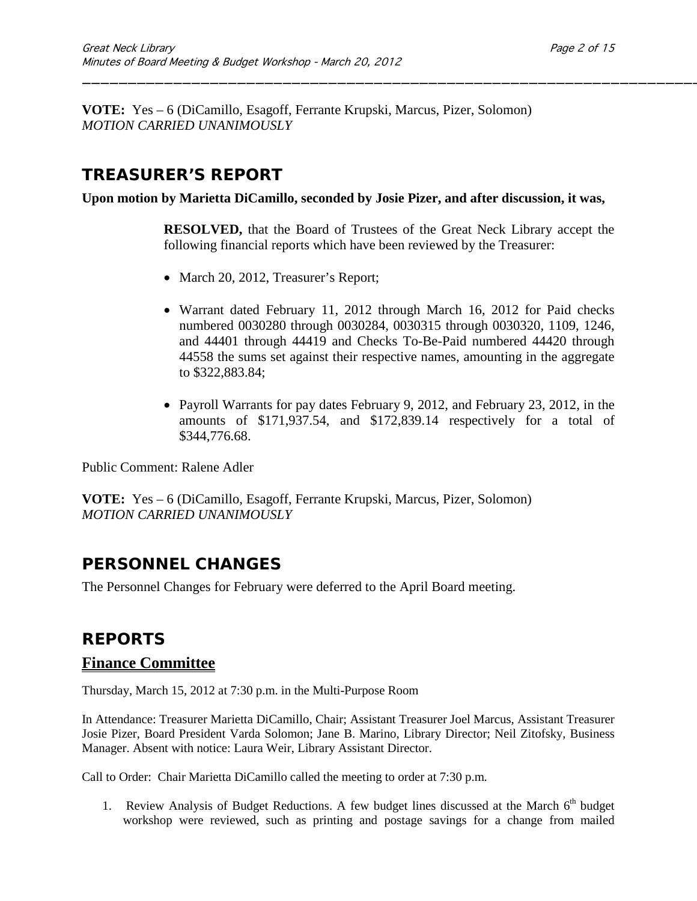**VOTE:** Yes – 6 (DiCamillo, Esagoff, Ferrante Krupski, Marcus, Pizer, Solomon)
*MOTION CARRIED UNANIMOUSLY*

## TREASURER'S REPORT

**Upon motion by Marietta DiCamillo, seconded by Josie Pizer, and after discussion, it was,**

> **RESOLVED,** that the Board of Trustees of the Great Neck Library accept the following financial reports which have been reviewed by the Treasurer:
>
> - March 20, 2012, Treasurer's Report;
> - Warrant dated February 11, 2012 through March 16, 2012 for Paid checks numbered 0030280 through 0030284, 0030315 through 0030320, 1109, 1246, and 44401 through 44419 and Checks To-Be-Paid numbered 44420 through 44558 the sums set against their respective names, amounting in the aggregate to $322,883.84;
> - Payroll Warrants for pay dates February 9, 2012, and February 23, 2012, in the amounts of $171,937.54, and $172,839.14 respectively for a total of $344,776.68.

Public Comment: Ralene Adler

**VOTE:** Yes – 6 (DiCamillo, Esagoff, Ferrante Krupski, Marcus, Pizer, Solomon)
*MOTION CARRIED UNANIMOUSLY*

## PERSONNEL CHANGES

The Personnel Changes for February were deferred to the April Board meeting.

## REPORTS

### Finance Committee

Thursday, March 15, 2012 at 7:30 p.m. in the Multi-Purpose Room

In Attendance: Treasurer Marietta DiCamillo, Chair; Assistant Treasurer Joel Marcus, Assistant Treasurer Josie Pizer, Board President Varda Solomon; Jane B. Marino, Library Director; Neil Zitofsky, Business Manager. Absent with notice: Laura Weir, Library Assistant Director.

Call to Order: Chair Marietta DiCamillo called the meeting to order at 7:30 p.m.

1. Review Analysis of Budget Reductions. A few budget lines discussed at the March 6th budget workshop were reviewed, such as printing and postage savings for a change from mailed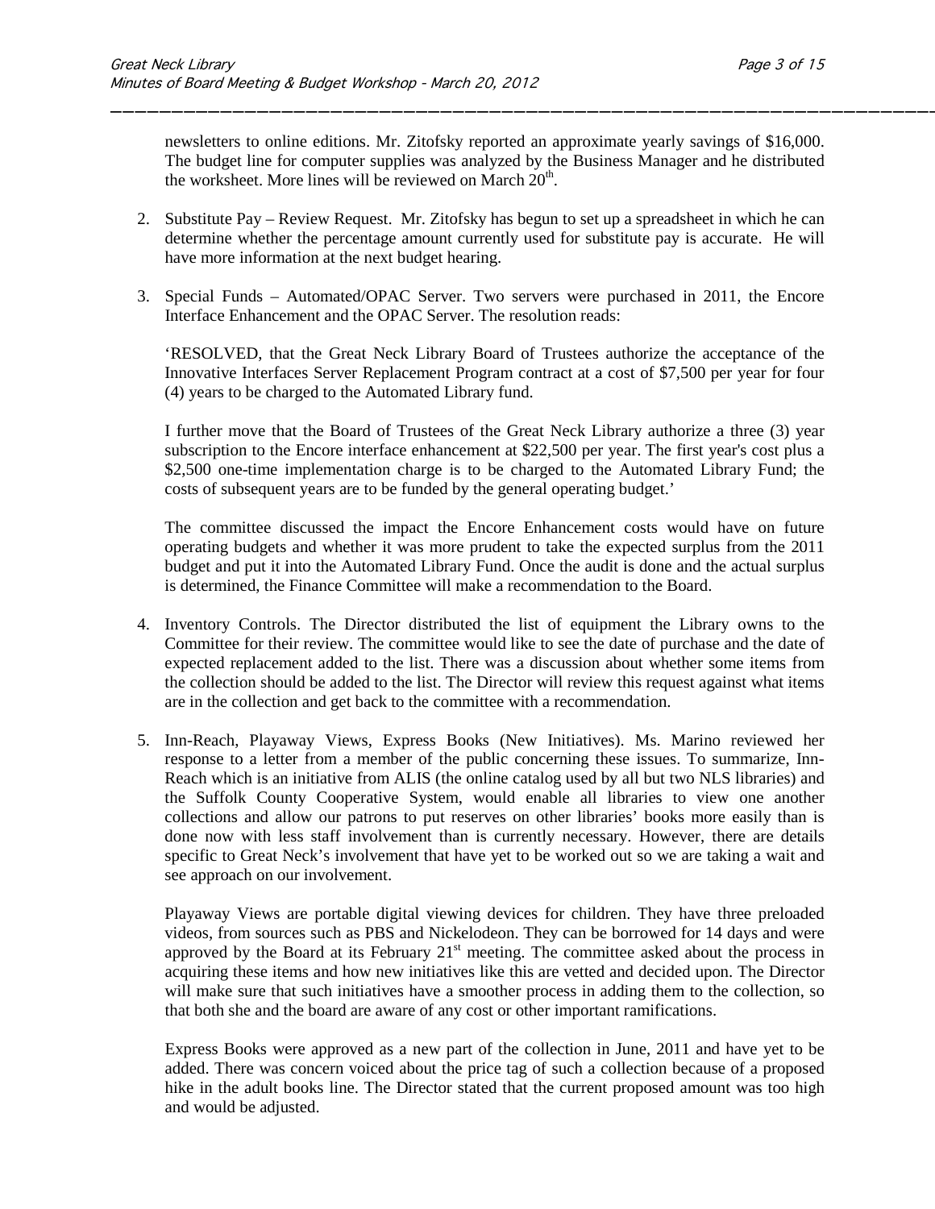newsletters to online editions. Mr. Zitofsky reported an approximate yearly savings of $16,000. The budget line for computer supplies was analyzed by the Business Manager and he distributed the worksheet. More lines will be reviewed on March 20th.

2. Substitute Pay – Review Request. Mr. Zitofsky has begun to set up a spreadsheet in which he can determine whether the percentage amount currently used for substitute pay is accurate. He will have more information at the next budget hearing.

3. Special Funds – Automated/OPAC Server. Two servers were purchased in 2011, the Encore Interface Enhancement and the OPAC Server. The resolution reads:

   'RESOLVED, that the Great Neck Library Board of Trustees authorize the acceptance of the Innovative Interfaces Server Replacement Program contract at a cost of $7,500 per year for four (4) years to be charged to the Automated Library fund.

   I further move that the Board of Trustees of the Great Neck Library authorize a three (3) year subscription to the Encore interface enhancement at $22,500 per year. The first year's cost plus a $2,500 one-time implementation charge is to be charged to the Automated Library Fund; the costs of subsequent years are to be funded by the general operating budget.'

   The committee discussed the impact the Encore Enhancement costs would have on future operating budgets and whether it was more prudent to take the expected surplus from the 2011 budget and put it into the Automated Library Fund. Once the audit is done and the actual surplus is determined, the Finance Committee will make a recommendation to the Board.

4. Inventory Controls. The Director distributed the list of equipment the Library owns to the Committee for their review. The committee would like to see the date of purchase and the date of expected replacement added to the list. There was a discussion about whether some items from the collection should be added to the list. The Director will review this request against what items are in the collection and get back to the committee with a recommendation.

5. Inn-Reach, Playaway Views, Express Books (New Initiatives). Ms. Marino reviewed her response to a letter from a member of the public concerning these issues. To summarize, Inn-Reach which is an initiative from ALIS (the online catalog used by all but two NLS libraries) and the Suffolk County Cooperative System, would enable all libraries to view one another collections and allow our patrons to put reserves on other libraries' books more easily than is done now with less staff involvement than is currently necessary. However, there are details specific to Great Neck's involvement that have yet to be worked out so we are taking a wait and see approach on our involvement.

   Playaway Views are portable digital viewing devices for children. They have three preloaded videos, from sources such as PBS and Nickelodeon. They can be borrowed for 14 days and were approved by the Board at its February 21st meeting. The committee asked about the process in acquiring these items and how new initiatives like this are vetted and decided upon. The Director will make sure that such initiatives have a smoother process in adding them to the collection, so that both she and the board are aware of any cost or other important ramifications.

   Express Books were approved as a new part of the collection in June, 2011 and have yet to be added. There was concern voiced about the price tag of such a collection because of a proposed hike in the adult books line. The Director stated that the current proposed amount was too high and would be adjusted.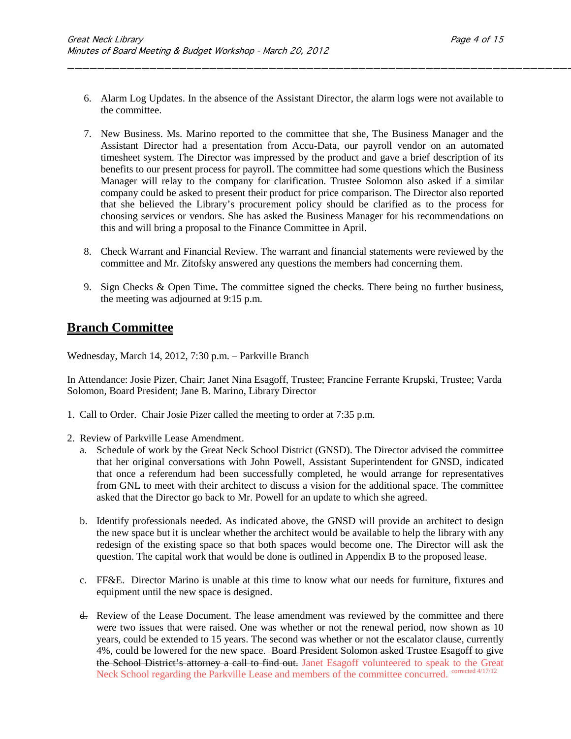6. Alarm Log Updates. In the absence of the Assistant Director, the alarm logs were not available to the committee.

7. New Business. Ms. Marino reported to the committee that she, The Business Manager and the Assistant Director had a presentation from Accu-Data, our payroll vendor on an automated timesheet system. The Director was impressed by the product and gave a brief description of its benefits to our present process for payroll. The committee had some questions which the Business Manager will relay to the company for clarification. Trustee Solomon also asked if a similar company could be asked to present their product for price comparison. The Director also reported that she believed the Library's procurement policy should be clarified as to the process for choosing services or vendors. She has asked the Business Manager for his recommendations on this and will bring a proposal to the Finance Committee in April.

8. Check Warrant and Financial Review. The warrant and financial statements were reviewed by the committee and Mr. Zitofsky answered any questions the members had concerning them.

9. Sign Checks & Open Time**.** The committee signed the checks. There being no further business, the meeting was adjourned at 9:15 p.m.

## Branch Committee

Wednesday, March 14, 2012, 7:30 p.m. – Parkville Branch

In Attendance: Josie Pizer, Chair; Janet Nina Esagoff, Trustee; Francine Ferrante Krupski, Trustee; Varda Solomon, Board President; Jane B. Marino, Library Director

1. Call to Order. Chair Josie Pizer called the meeting to order at 7:35 p.m.

2. Review of Parkville Lease Amendment.
   a. Schedule of work by the Great Neck School District (GNSD). The Director advised the committee that her original conversations with John Powell, Assistant Superintendent for GNSD, indicated that once a referendum had been successfully completed, he would arrange for representatives from GNL to meet with their architect to discuss a vision for the additional space. The committee asked that the Director go back to Mr. Powell for an update to which she agreed.

   b. Identify professionals needed. As indicated above, the GNSD will provide an architect to design the new space but it is unclear whether the architect would be available to help the library with any redesign of the existing space so that both spaces would become one. The Director will ask the question. The capital work that would be done is outlined in Appendix B to the proposed lease.

   c. FF&E. Director Marino is unable at this time to know what our needs for furniture, fixtures and equipment until the new space is designed.

   ~~d.~~ Review of the Lease Document. The lease amendment was reviewed by the committee and there were two issues that were raised. One was whether or not the renewal period, now shown as 10 years, could be extended to 15 years. The second was whether or not the escalator clause, currently 4%, could be lowered for the new space. ~~Board President Solomon asked Trustee Esagoff to give the School District's attorney a call to find out.~~ Janet Esagoff volunteered to speak to the Great Neck School regarding the Parkville Lease and members of the committee concurred. corrected 4/17/12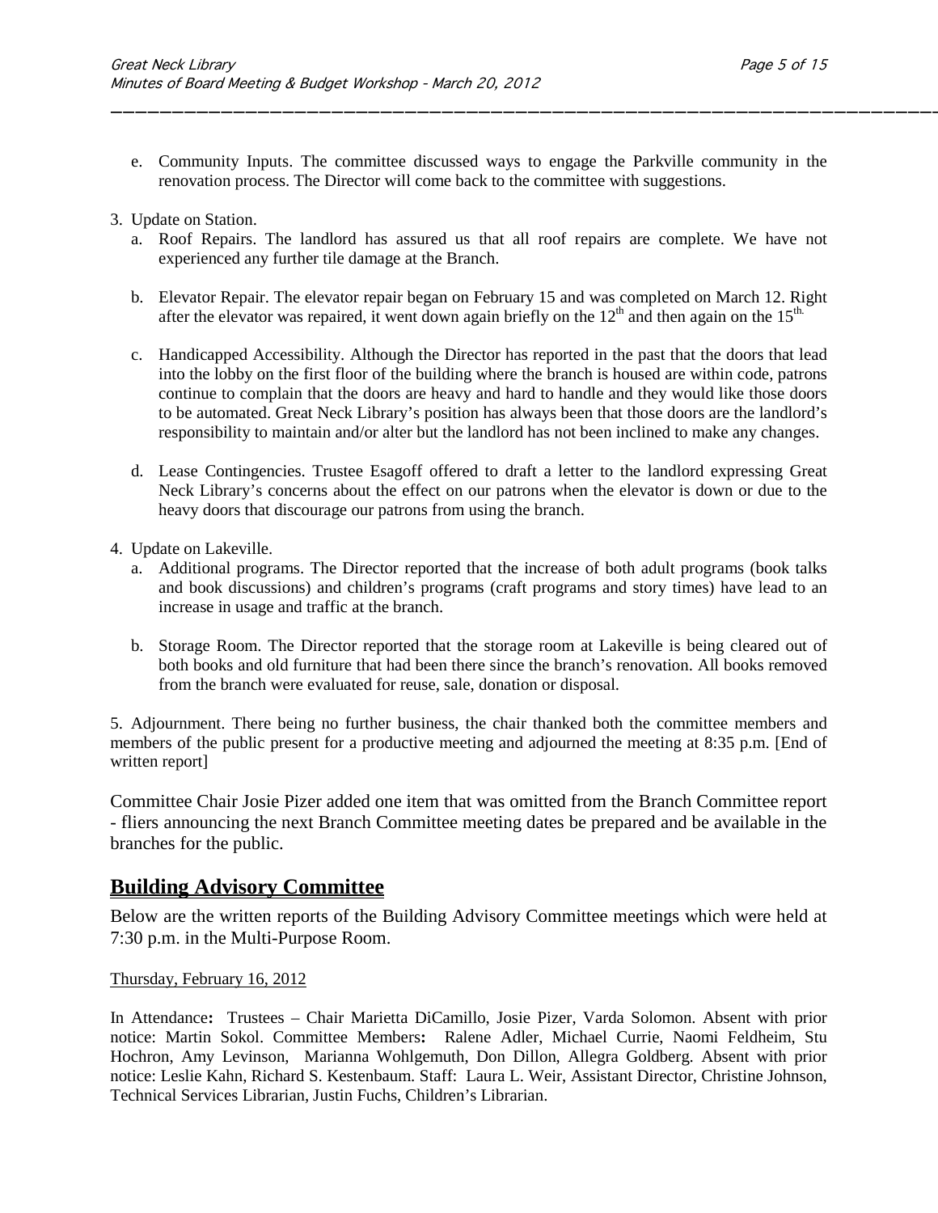e. Community Inputs. The committee discussed ways to engage the Parkville community in the renovation process. The Director will come back to the committee with suggestions.

3. Update on Station.

   a. Roof Repairs. The landlord has assured us that all roof repairs are complete. We have not experienced any further tile damage at the Branch.

   b. Elevator Repair. The elevator repair began on February 15 and was completed on March 12. Right after the elevator was repaired, it went down again briefly on the 12th and then again on the 15th.

   c. Handicapped Accessibility. Although the Director has reported in the past that the doors that lead into the lobby on the first floor of the building where the branch is housed are within code, patrons continue to complain that the doors are heavy and hard to handle and they would like those doors to be automated. Great Neck Library's position has always been that those doors are the landlord's responsibility to maintain and/or alter but the landlord has not been inclined to make any changes.

   d. Lease Contingencies. Trustee Esagoff offered to draft a letter to the landlord expressing Great Neck Library's concerns about the effect on our patrons when the elevator is down or due to the heavy doors that discourage our patrons from using the branch.

4. Update on Lakeville.

   a. Additional programs. The Director reported that the increase of both adult programs (book talks and book discussions) and children's programs (craft programs and story times) have lead to an increase in usage and traffic at the branch.

   b. Storage Room. The Director reported that the storage room at Lakeville is being cleared out of both books and old furniture that had been there since the branch's renovation. All books removed from the branch were evaluated for reuse, sale, donation or disposal.

5. Adjournment. There being no further business, the chair thanked both the committee members and members of the public present for a productive meeting and adjourned the meeting at 8:35 p.m. [End of written report]

Committee Chair Josie Pizer added one item that was omitted from the Branch Committee report - fliers announcing the next Branch Committee meeting dates be prepared and be available in the branches for the public.

## Building Advisory Committee

Below are the written reports of the Building Advisory Committee meetings which were held at 7:30 p.m. in the Multi-Purpose Room.

Thursday, February 16, 2012

In Attendance**:** Trustees – Chair Marietta DiCamillo, Josie Pizer, Varda Solomon. Absent with prior notice: Martin Sokol. Committee Members**:** Ralene Adler, Michael Currie, Naomi Feldheim, Stu Hochron, Amy Levinson, Marianna Wohlgemuth, Don Dillon, Allegra Goldberg. Absent with prior notice: Leslie Kahn, Richard S. Kestenbaum. Staff: Laura L. Weir, Assistant Director, Christine Johnson, Technical Services Librarian, Justin Fuchs, Children's Librarian.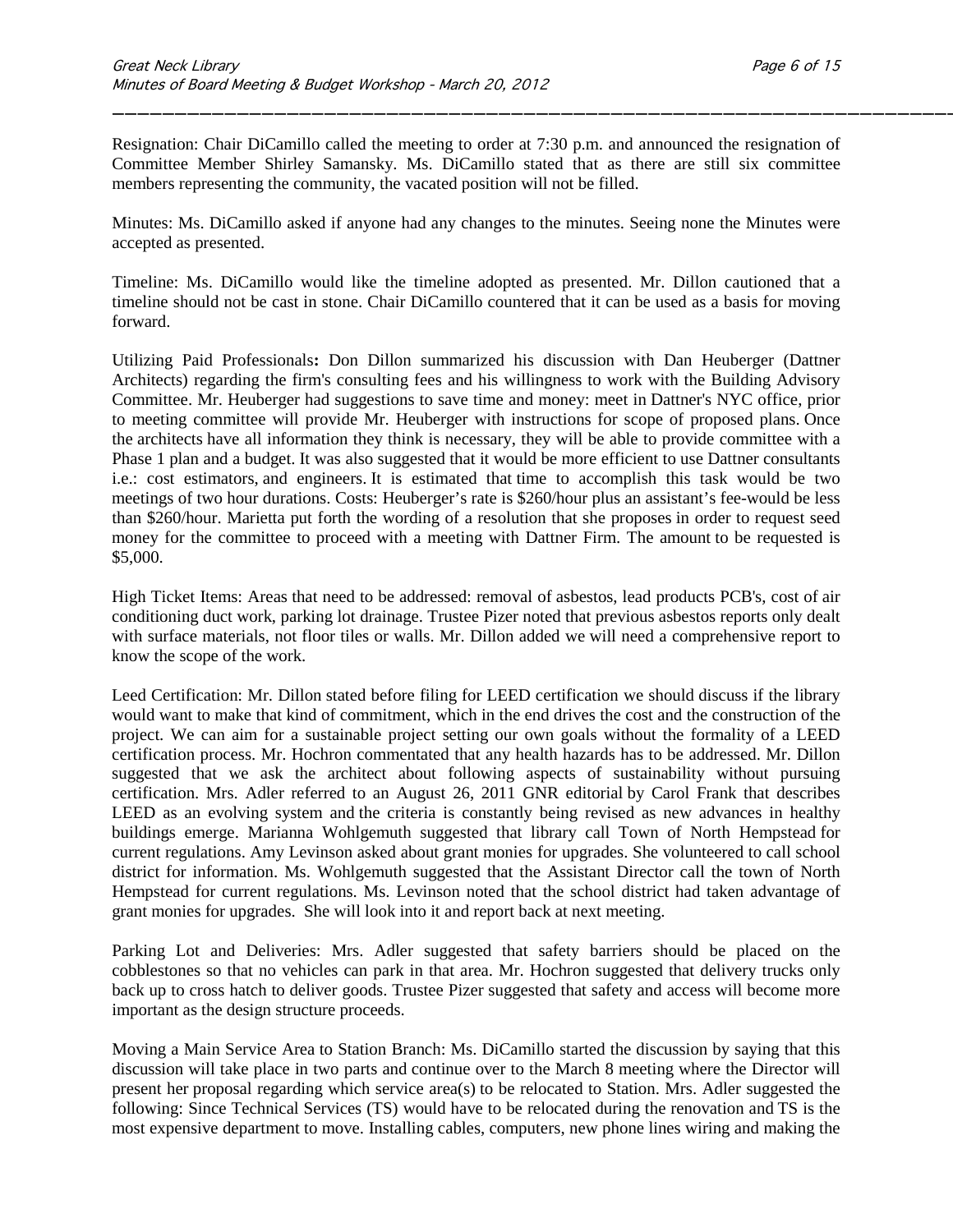Resignation: Chair DiCamillo called the meeting to order at 7:30 p.m. and announced the resignation of Committee Member Shirley Samansky. Ms. DiCamillo stated that as there are still six committee members representing the community, the vacated position will not be filled.

Minutes: Ms. DiCamillo asked if anyone had any changes to the minutes. Seeing none the Minutes were accepted as presented.

Timeline: Ms. DiCamillo would like the timeline adopted as presented. Mr. Dillon cautioned that a timeline should not be cast in stone. Chair DiCamillo countered that it can be used as a basis for moving forward.

Utilizing Paid Professionals**:** Don Dillon summarized his discussion with Dan Heuberger (Dattner Architects) regarding the firm's consulting fees and his willingness to work with the Building Advisory Committee. Mr. Heuberger had suggestions to save time and money: meet in Dattner's NYC office, prior to meeting committee will provide Mr. Heuberger with instructions for scope of proposed plans. Once the architects have all information they think is necessary, they will be able to provide committee with a Phase 1 plan and a budget. It was also suggested that it would be more efficient to use Dattner consultants i.e.: cost estimators, and engineers. It is estimated that time to accomplish this task would be two meetings of two hour durations. Costs: Heuberger's rate is $260/hour plus an assistant's fee-would be less than $260/hour. Marietta put forth the wording of a resolution that she proposes in order to request seed money for the committee to proceed with a meeting with Dattner Firm. The amount to be requested is $5,000.

High Ticket Items: Areas that need to be addressed: removal of asbestos, lead products PCB's, cost of air conditioning duct work, parking lot drainage. Trustee Pizer noted that previous asbestos reports only dealt with surface materials, not floor tiles or walls. Mr. Dillon added we will need a comprehensive report to know the scope of the work.

Leed Certification: Mr. Dillon stated before filing for LEED certification we should discuss if the library would want to make that kind of commitment, which in the end drives the cost and the construction of the project. We can aim for a sustainable project setting our own goals without the formality of a LEED certification process. Mr. Hochron commentated that any health hazards has to be addressed. Mr. Dillon suggested that we ask the architect about following aspects of sustainability without pursuing certification. Mrs. Adler referred to an August 26, 2011 GNR editorial by Carol Frank that describes LEED as an evolving system and the criteria is constantly being revised as new advances in healthy buildings emerge. Marianna Wohlgemuth suggested that library call Town of North Hempstead for current regulations. Amy Levinson asked about grant monies for upgrades. She volunteered to call school district for information. Ms. Wohlgemuth suggested that the Assistant Director call the town of North Hempstead for current regulations. Ms. Levinson noted that the school district had taken advantage of grant monies for upgrades. She will look into it and report back at next meeting.

Parking Lot and Deliveries: Mrs. Adler suggested that safety barriers should be placed on the cobblestones so that no vehicles can park in that area. Mr. Hochron suggested that delivery trucks only back up to cross hatch to deliver goods. Trustee Pizer suggested that safety and access will become more important as the design structure proceeds.

Moving a Main Service Area to Station Branch: Ms. DiCamillo started the discussion by saying that this discussion will take place in two parts and continue over to the March 8 meeting where the Director will present her proposal regarding which service area(s) to be relocated to Station. Mrs. Adler suggested the following: Since Technical Services (TS) would have to be relocated during the renovation and TS is the most expensive department to move. Installing cables, computers, new phone lines wiring and making the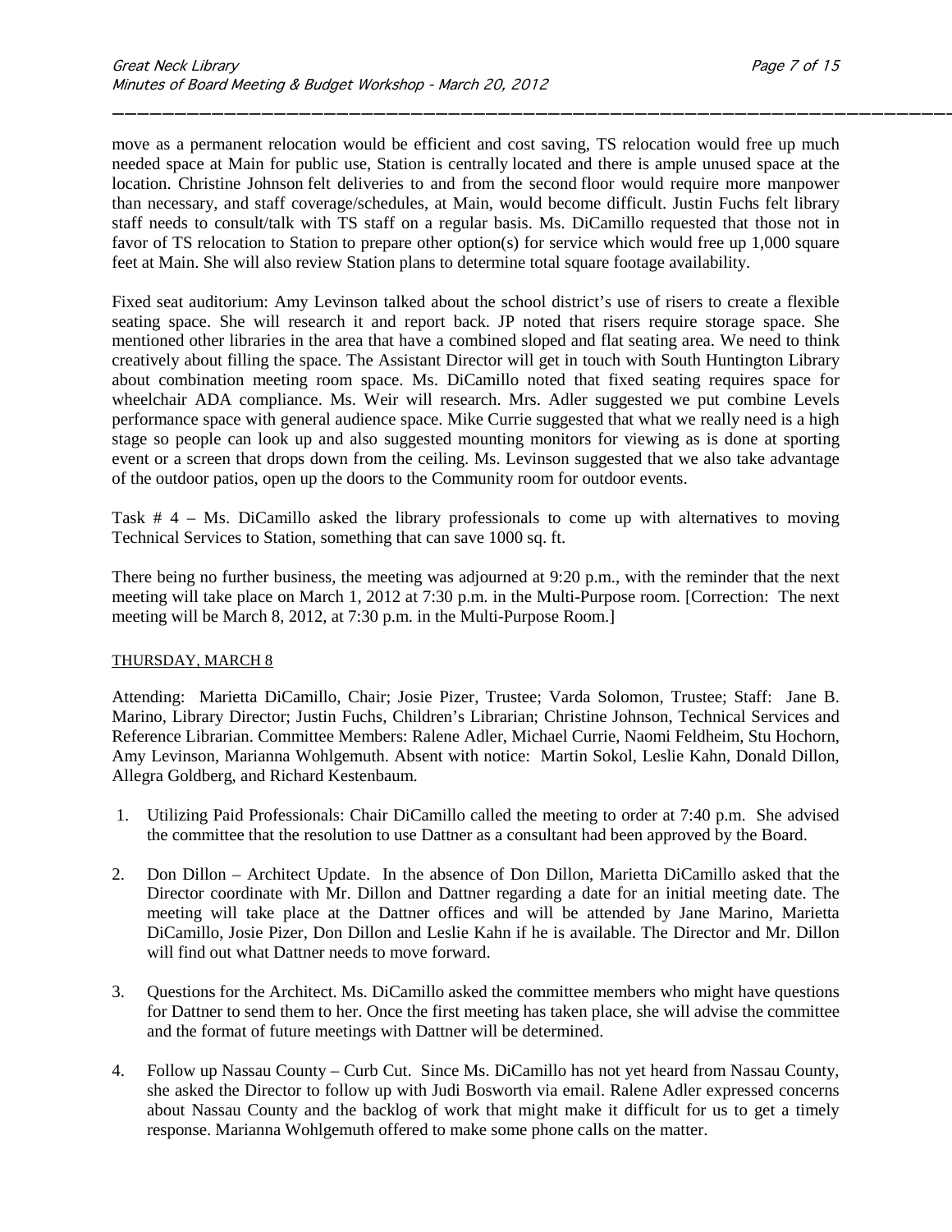move as a permanent relocation would be efficient and cost saving, TS relocation would free up much needed space at Main for public use, Station is centrally located and there is ample unused space at the location. Christine Johnson felt deliveries to and from the second floor would require more manpower than necessary, and staff coverage/schedules, at Main, would become difficult. Justin Fuchs felt library staff needs to consult/talk with TS staff on a regular basis. Ms. DiCamillo requested that those not in favor of TS relocation to Station to prepare other option(s) for service which would free up 1,000 square feet at Main. She will also review Station plans to determine total square footage availability.

Fixed seat auditorium: Amy Levinson talked about the school district's use of risers to create a flexible seating space. She will research it and report back. JP noted that risers require storage space. She mentioned other libraries in the area that have a combined sloped and flat seating area. We need to think creatively about filling the space. The Assistant Director will get in touch with South Huntington Library about combination meeting room space. Ms. DiCamillo noted that fixed seating requires space for wheelchair ADA compliance. Ms. Weir will research. Mrs. Adler suggested we put combine Levels performance space with general audience space. Mike Currie suggested that what we really need is a high stage so people can look up and also suggested mounting monitors for viewing as is done at sporting event or a screen that drops down from the ceiling. Ms. Levinson suggested that we also take advantage of the outdoor patios, open up the doors to the Community room for outdoor events.

Task # 4 – Ms. DiCamillo asked the library professionals to come up with alternatives to moving Technical Services to Station, something that can save 1000 sq. ft.

There being no further business, the meeting was adjourned at 9:20 p.m., with the reminder that the next meeting will take place on March 1, 2012 at 7:30 p.m. in the Multi-Purpose room. [Correction: The next meeting will be March 8, 2012, at 7:30 p.m. in the Multi-Purpose Room.]

THURSDAY, MARCH 8

Attending: Marietta DiCamillo, Chair; Josie Pizer, Trustee; Varda Solomon, Trustee; Staff: Jane B. Marino, Library Director; Justin Fuchs, Children's Librarian; Christine Johnson, Technical Services and Reference Librarian. Committee Members: Ralene Adler, Michael Currie, Naomi Feldheim, Stu Hochorn, Amy Levinson, Marianna Wohlgemuth. Absent with notice: Martin Sokol, Leslie Kahn, Donald Dillon, Allegra Goldberg, and Richard Kestenbaum.

1. Utilizing Paid Professionals: Chair DiCamillo called the meeting to order at 7:40 p.m. She advised the committee that the resolution to use Dattner as a consultant had been approved by the Board.

2. Don Dillon – Architect Update. In the absence of Don Dillon, Marietta DiCamillo asked that the Director coordinate with Mr. Dillon and Dattner regarding a date for an initial meeting date. The meeting will take place at the Dattner offices and will be attended by Jane Marino, Marietta DiCamillo, Josie Pizer, Don Dillon and Leslie Kahn if he is available. The Director and Mr. Dillon will find out what Dattner needs to move forward.

3. Questions for the Architect. Ms. DiCamillo asked the committee members who might have questions for Dattner to send them to her. Once the first meeting has taken place, she will advise the committee and the format of future meetings with Dattner will be determined.

4. Follow up Nassau County – Curb Cut. Since Ms. DiCamillo has not yet heard from Nassau County, she asked the Director to follow up with Judi Bosworth via email. Ralene Adler expressed concerns about Nassau County and the backlog of work that might make it difficult for us to get a timely response. Marianna Wohlgemuth offered to make some phone calls on the matter.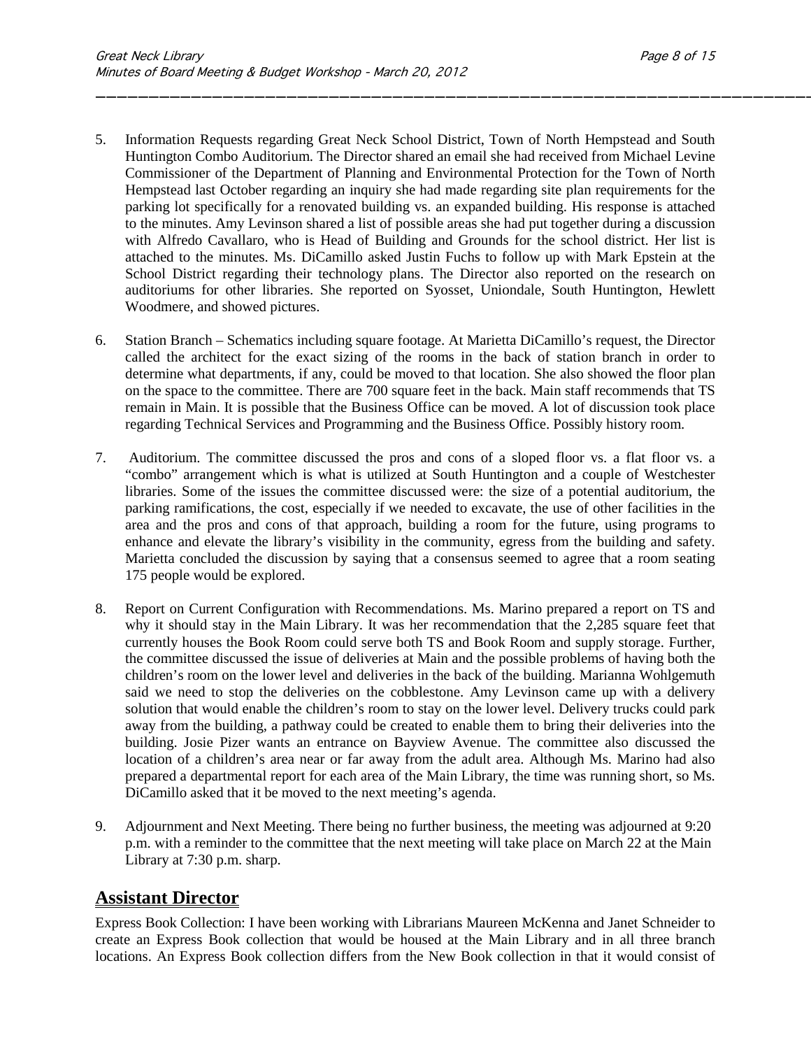5. Information Requests regarding Great Neck School District, Town of North Hempstead and South Huntington Combo Auditorium. The Director shared an email she had received from Michael Levine Commissioner of the Department of Planning and Environmental Protection for the Town of North Hempstead last October regarding an inquiry she had made regarding site plan requirements for the parking lot specifically for a renovated building vs. an expanded building. His response is attached to the minutes. Amy Levinson shared a list of possible areas she had put together during a discussion with Alfredo Cavallaro, who is Head of Building and Grounds for the school district. Her list is attached to the minutes. Ms. DiCamillo asked Justin Fuchs to follow up with Mark Epstein at the School District regarding their technology plans. The Director also reported on the research on auditoriums for other libraries. She reported on Syosset, Uniondale, South Huntington, Hewlett Woodmere, and showed pictures.

6. Station Branch – Schematics including square footage. At Marietta DiCamillo's request, the Director called the architect for the exact sizing of the rooms in the back of station branch in order to determine what departments, if any, could be moved to that location. She also showed the floor plan on the space to the committee. There are 700 square feet in the back. Main staff recommends that TS remain in Main. It is possible that the Business Office can be moved. A lot of discussion took place regarding Technical Services and Programming and the Business Office. Possibly history room.

7. Auditorium. The committee discussed the pros and cons of a sloped floor vs. a flat floor vs. a "combo" arrangement which is what is utilized at South Huntington and a couple of Westchester libraries. Some of the issues the committee discussed were: the size of a potential auditorium, the parking ramifications, the cost, especially if we needed to excavate, the use of other facilities in the area and the pros and cons of that approach, building a room for the future, using programs to enhance and elevate the library's visibility in the community, egress from the building and safety. Marietta concluded the discussion by saying that a consensus seemed to agree that a room seating 175 people would be explored.

8. Report on Current Configuration with Recommendations. Ms. Marino prepared a report on TS and why it should stay in the Main Library. It was her recommendation that the 2,285 square feet that currently houses the Book Room could serve both TS and Book Room and supply storage. Further, the committee discussed the issue of deliveries at Main and the possible problems of having both the children's room on the lower level and deliveries in the back of the building. Marianna Wohlgemuth said we need to stop the deliveries on the cobblestone. Amy Levinson came up with a delivery solution that would enable the children's room to stay on the lower level. Delivery trucks could park away from the building, a pathway could be created to enable them to bring their deliveries into the building. Josie Pizer wants an entrance on Bayview Avenue. The committee also discussed the location of a children's area near or far away from the adult area. Although Ms. Marino had also prepared a departmental report for each area of the Main Library, the time was running short, so Ms. DiCamillo asked that it be moved to the next meeting's agenda.

9. Adjournment and Next Meeting. There being no further business, the meeting was adjourned at 9:20 p.m. with a reminder to the committee that the next meeting will take place on March 22 at the Main Library at 7:30 p.m. sharp.

## Assistant Director

Express Book Collection: I have been working with Librarians Maureen McKenna and Janet Schneider to create an Express Book collection that would be housed at the Main Library and in all three branch locations. An Express Book collection differs from the New Book collection in that it would consist of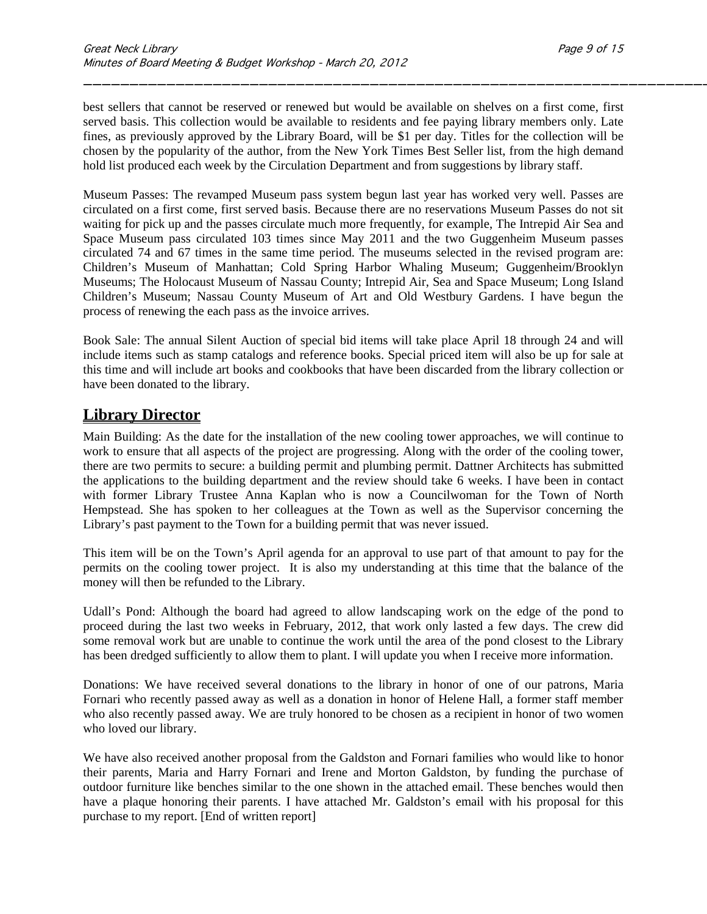best sellers that cannot be reserved or renewed but would be available on shelves on a first come, first served basis. This collection would be available to residents and fee paying library members only. Late fines, as previously approved by the Library Board, will be $1 per day. Titles for the collection will be chosen by the popularity of the author, from the New York Times Best Seller list, from the high demand hold list produced each week by the Circulation Department and from suggestions by library staff.

Museum Passes: The revamped Museum pass system begun last year has worked very well. Passes are circulated on a first come, first served basis. Because there are no reservations Museum Passes do not sit waiting for pick up and the passes circulate much more frequently, for example, The Intrepid Air Sea and Space Museum pass circulated 103 times since May 2011 and the two Guggenheim Museum passes circulated 74 and 67 times in the same time period. The museums selected in the revised program are: Children's Museum of Manhattan; Cold Spring Harbor Whaling Museum; Guggenheim/Brooklyn Museums; The Holocaust Museum of Nassau County; Intrepid Air, Sea and Space Museum; Long Island Children's Museum; Nassau County Museum of Art and Old Westbury Gardens. I have begun the process of renewing the each pass as the invoice arrives.

Book Sale: The annual Silent Auction of special bid items will take place April 18 through 24 and will include items such as stamp catalogs and reference books. Special priced item will also be up for sale at this time and will include art books and cookbooks that have been discarded from the library collection or have been donated to the library.

## Library Director

Main Building: As the date for the installation of the new cooling tower approaches, we will continue to work to ensure that all aspects of the project are progressing. Along with the order of the cooling tower, there are two permits to secure: a building permit and plumbing permit. Dattner Architects has submitted the applications to the building department and the review should take 6 weeks. I have been in contact with former Library Trustee Anna Kaplan who is now a Councilwoman for the Town of North Hempstead. She has spoken to her colleagues at the Town as well as the Supervisor concerning the Library's past payment to the Town for a building permit that was never issued.

This item will be on the Town's April agenda for an approval to use part of that amount to pay for the permits on the cooling tower project. It is also my understanding at this time that the balance of the money will then be refunded to the Library.

Udall's Pond: Although the board had agreed to allow landscaping work on the edge of the pond to proceed during the last two weeks in February, 2012, that work only lasted a few days. The crew did some removal work but are unable to continue the work until the area of the pond closest to the Library has been dredged sufficiently to allow them to plant. I will update you when I receive more information.

Donations: We have received several donations to the library in honor of one of our patrons, Maria Fornari who recently passed away as well as a donation in honor of Helene Hall, a former staff member who also recently passed away. We are truly honored to be chosen as a recipient in honor of two women who loved our library.

We have also received another proposal from the Galdston and Fornari families who would like to honor their parents, Maria and Harry Fornari and Irene and Morton Galdston, by funding the purchase of outdoor furniture like benches similar to the one shown in the attached email. These benches would then have a plaque honoring their parents. I have attached Mr. Galdston's email with his proposal for this purchase to my report. [End of written report]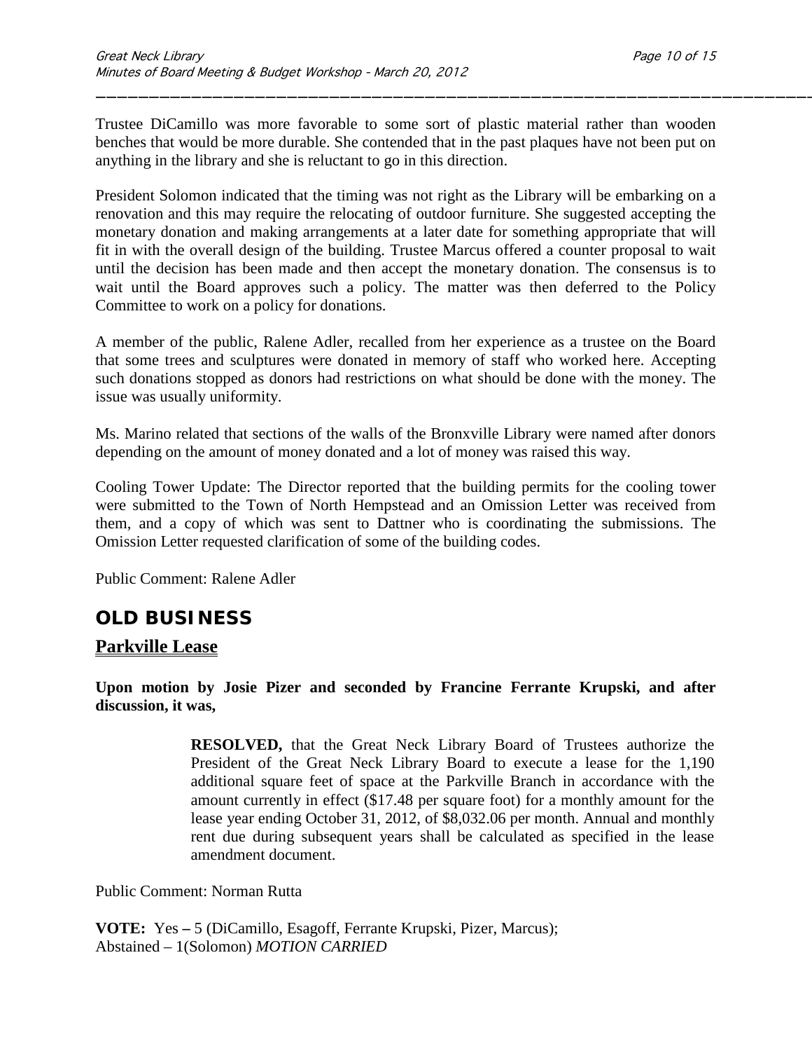Trustee DiCamillo was more favorable to some sort of plastic material rather than wooden benches that would be more durable. She contended that in the past plaques have not been put on anything in the library and she is reluctant to go in this direction.

President Solomon indicated that the timing was not right as the Library will be embarking on a renovation and this may require the relocating of outdoor furniture. She suggested accepting the monetary donation and making arrangements at a later date for something appropriate that will fit in with the overall design of the building. Trustee Marcus offered a counter proposal to wait until the decision has been made and then accept the monetary donation. The consensus is to wait until the Board approves such a policy. The matter was then deferred to the Policy Committee to work on a policy for donations.

A member of the public, Ralene Adler, recalled from her experience as a trustee on the Board that some trees and sculptures were donated in memory of staff who worked here. Accepting such donations stopped as donors had restrictions on what should be done with the money. The issue was usually uniformity.

Ms. Marino related that sections of the walls of the Bronxville Library were named after donors depending on the amount of money donated and a lot of money was raised this way.

Cooling Tower Update: The Director reported that the building permits for the cooling tower were submitted to the Town of North Hempstead and an Omission Letter was received from them, and a copy of which was sent to Dattner who is coordinating the submissions. The Omission Letter requested clarification of some of the building codes.

Public Comment: Ralene Adler

## OLD BUSINESS

### Parkville Lease

**Upon motion by Josie Pizer and seconded by Francine Ferrante Krupski, and after discussion, it was,**

> **RESOLVED,** that the Great Neck Library Board of Trustees authorize the President of the Great Neck Library Board to execute a lease for the 1,190 additional square feet of space at the Parkville Branch in accordance with the amount currently in effect ($17.48 per square foot) for a monthly amount for the lease year ending October 31, 2012, of $8,032.06 per month. Annual and monthly rent due during subsequent years shall be calculated as specified in the lease amendment document.

Public Comment: Norman Rutta

**VOTE:** Yes **–** 5 (DiCamillo, Esagoff, Ferrante Krupski, Pizer, Marcus);
Abstained – 1(Solomon) *MOTION CARRIED*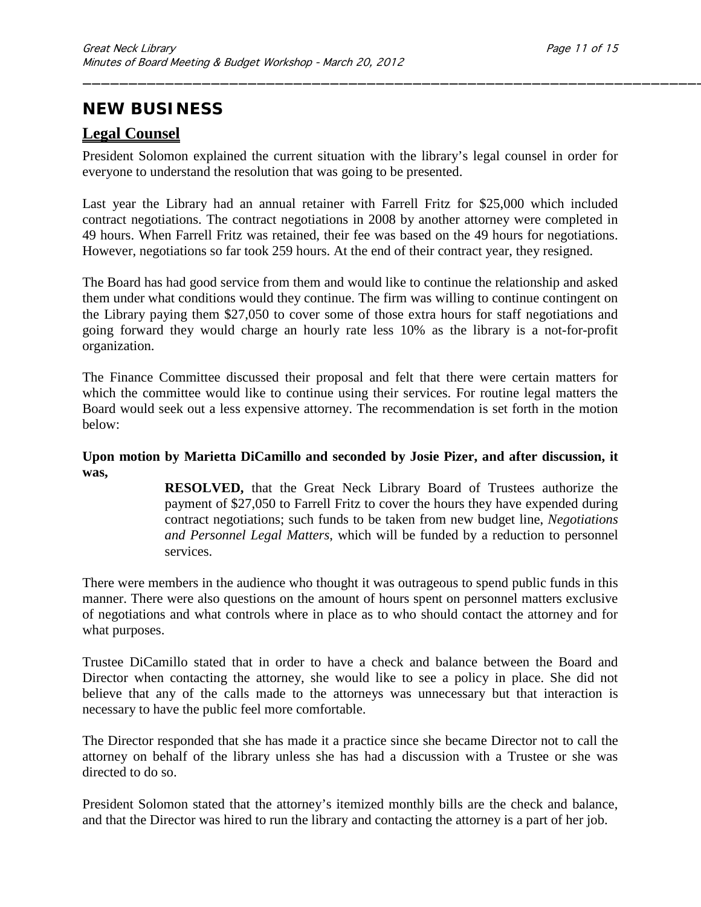# NEW BUSINESS

## Legal Counsel

President Solomon explained the current situation with the library's legal counsel in order for everyone to understand the resolution that was going to be presented.

Last year the Library had an annual retainer with Farrell Fritz for $25,000 which included contract negotiations. The contract negotiations in 2008 by another attorney were completed in 49 hours. When Farrell Fritz was retained, their fee was based on the 49 hours for negotiations. However, negotiations so far took 259 hours. At the end of their contract year, they resigned.

The Board has had good service from them and would like to continue the relationship and asked them under what conditions would they continue. The firm was willing to continue contingent on the Library paying them $27,050 to cover some of those extra hours for staff negotiations and going forward they would charge an hourly rate less 10% as the library is a not-for-profit organization.

The Finance Committee discussed their proposal and felt that there were certain matters for which the committee would like to continue using their services. For routine legal matters the Board would seek out a less expensive attorney. The recommendation is set forth in the motion below:

**Upon motion by Marietta DiCamillo and seconded by Josie Pizer, and after discussion, it was,**

> **RESOLVED,** that the Great Neck Library Board of Trustees authorize the payment of $27,050 to Farrell Fritz to cover the hours they have expended during contract negotiations; such funds to be taken from new budget line, *Negotiations and Personnel Legal Matters*, which will be funded by a reduction to personnel services.

There were members in the audience who thought it was outrageous to spend public funds in this manner. There were also questions on the amount of hours spent on personnel matters exclusive of negotiations and what controls where in place as to who should contact the attorney and for what purposes.

Trustee DiCamillo stated that in order to have a check and balance between the Board and Director when contacting the attorney, she would like to see a policy in place. She did not believe that any of the calls made to the attorneys was unnecessary but that interaction is necessary to have the public feel more comfortable.

The Director responded that she has made it a practice since she became Director not to call the attorney on behalf of the library unless she has had a discussion with a Trustee or she was directed to do so.

President Solomon stated that the attorney's itemized monthly bills are the check and balance, and that the Director was hired to run the library and contacting the attorney is a part of her job.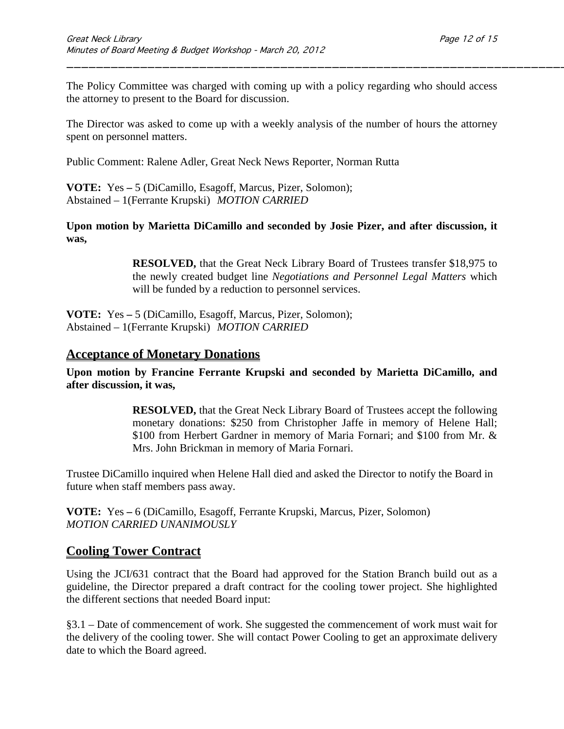The Policy Committee was charged with coming up with a policy regarding who should access the attorney to present to the Board for discussion.

The Director was asked to come up with a weekly analysis of the number of hours the attorney spent on personnel matters.

Public Comment: Ralene Adler, Great Neck News Reporter, Norman Rutta

**VOTE:** Yes – 5 (DiCamillo, Esagoff, Marcus, Pizer, Solomon);
Abstained – 1(Ferrante Krupski) *MOTION CARRIED*

**Upon motion by Marietta DiCamillo and seconded by Josie Pizer, and after discussion, it was,**

> **RESOLVED,** that the Great Neck Library Board of Trustees transfer $18,975 to the newly created budget line *Negotiations and Personnel Legal Matters* which will be funded by a reduction to personnel services.

**VOTE:** Yes – 5 (DiCamillo, Esagoff, Marcus, Pizer, Solomon);
Abstained – 1(Ferrante Krupski) *MOTION CARRIED*

## Acceptance of Monetary Donations

**Upon motion by Francine Ferrante Krupski and seconded by Marietta DiCamillo, and after discussion, it was,**

> **RESOLVED,** that the Great Neck Library Board of Trustees accept the following monetary donations: $250 from Christopher Jaffe in memory of Helene Hall; $100 from Herbert Gardner in memory of Maria Fornari; and $100 from Mr. & Mrs. John Brickman in memory of Maria Fornari.

Trustee DiCamillo inquired when Helene Hall died and asked the Director to notify the Board in future when staff members pass away.

**VOTE:** Yes – 6 (DiCamillo, Esagoff, Ferrante Krupski, Marcus, Pizer, Solomon)
*MOTION CARRIED UNANIMOUSLY*

## Cooling Tower Contract

Using the JCI/631 contract that the Board had approved for the Station Branch build out as a guideline, the Director prepared a draft contract for the cooling tower project. She highlighted the different sections that needed Board input:

§3.1 – Date of commencement of work. She suggested the commencement of work must wait for the delivery of the cooling tower. She will contact Power Cooling to get an approximate delivery date to which the Board agreed.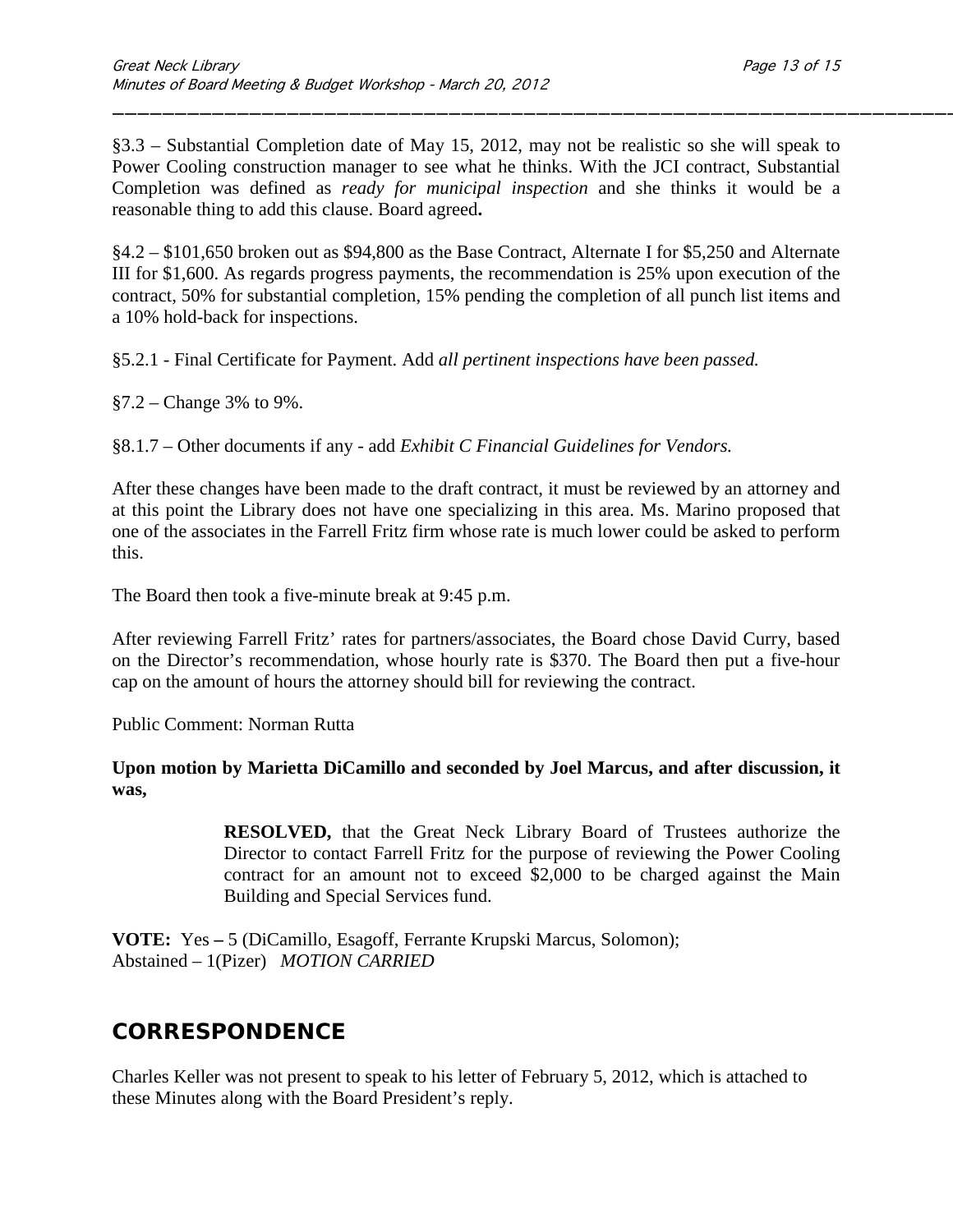§3.3 – Substantial Completion date of May 15, 2012, may not be realistic so she will speak to Power Cooling construction manager to see what he thinks. With the JCI contract, Substantial Completion was defined as *ready for municipal inspection* and she thinks it would be a reasonable thing to add this clause. Board agreed**.**

§4.2 – $101,650 broken out as $94,800 as the Base Contract, Alternate I for $5,250 and Alternate III for $1,600. As regards progress payments, the recommendation is 25% upon execution of the contract, 50% for substantial completion, 15% pending the completion of all punch list items and a 10% hold-back for inspections.

§5.2.1 - Final Certificate for Payment. Add *all pertinent inspections have been passed.*

§7.2 – Change 3% to 9%.

§8.1.7 – Other documents if any - add *Exhibit C Financial Guidelines for Vendors.*

After these changes have been made to the draft contract, it must be reviewed by an attorney and at this point the Library does not have one specializing in this area. Ms. Marino proposed that one of the associates in the Farrell Fritz firm whose rate is much lower could be asked to perform this.

The Board then took a five-minute break at 9:45 p.m.

After reviewing Farrell Fritz' rates for partners/associates, the Board chose David Curry, based on the Director's recommendation, whose hourly rate is $370. The Board then put a five-hour cap on the amount of hours the attorney should bill for reviewing the contract.

Public Comment: Norman Rutta

**Upon motion by Marietta DiCamillo and seconded by Joel Marcus, and after discussion, it was,**

> **RESOLVED,** that the Great Neck Library Board of Trustees authorize the Director to contact Farrell Fritz for the purpose of reviewing the Power Cooling contract for an amount not to exceed $2,000 to be charged against the Main Building and Special Services fund.

**VOTE:** Yes **–** 5 (DiCamillo, Esagoff, Ferrante Krupski Marcus, Solomon);
Abstained – 1(Pizer) *MOTION CARRIED*

## CORRESPONDENCE

Charles Keller was not present to speak to his letter of February 5, 2012, which is attached to these Minutes along with the Board President's reply.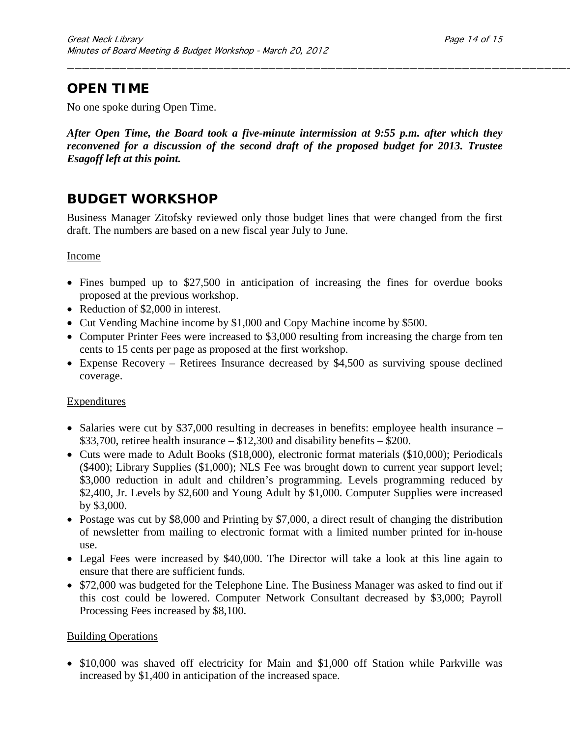## OPEN TIME

No one spoke during Open Time.

***After Open Time, the Board took a five-minute intermission at 9:55 p.m. after which they reconvened for a discussion of the second draft of the proposed budget for 2013. Trustee Esagoff left at this point.***

## BUDGET WORKSHOP

Business Manager Zitofsky reviewed only those budget lines that were changed from the first draft. The numbers are based on a new fiscal year July to June.

Income

- Fines bumped up to $27,500 in anticipation of increasing the fines for overdue books proposed at the previous workshop.
- Reduction of $2,000 in interest.
- Cut Vending Machine income by $1,000 and Copy Machine income by $500.
- Computer Printer Fees were increased to $3,000 resulting from increasing the charge from ten cents to 15 cents per page as proposed at the first workshop.
- Expense Recovery – Retirees Insurance decreased by $4,500 as surviving spouse declined coverage.

Expenditures

- Salaries were cut by $37,000 resulting in decreases in benefits: employee health insurance – $33,700, retiree health insurance – $12,300 and disability benefits – $200.
- Cuts were made to Adult Books ($18,000), electronic format materials ($10,000); Periodicals ($400); Library Supplies ($1,000); NLS Fee was brought down to current year support level; $3,000 reduction in adult and children's programming. Levels programming reduced by $2,400, Jr. Levels by $2,600 and Young Adult by $1,000. Computer Supplies were increased by $3,000.
- Postage was cut by $8,000 and Printing by $7,000, a direct result of changing the distribution of newsletter from mailing to electronic format with a limited number printed for in-house use.
- Legal Fees were increased by $40,000. The Director will take a look at this line again to ensure that there are sufficient funds.
- $72,000 was budgeted for the Telephone Line. The Business Manager was asked to find out if this cost could be lowered. Computer Network Consultant decreased by $3,000; Payroll Processing Fees increased by $8,100.

Building Operations

- $10,000 was shaved off electricity for Main and $1,000 off Station while Parkville was increased by $1,400 in anticipation of the increased space.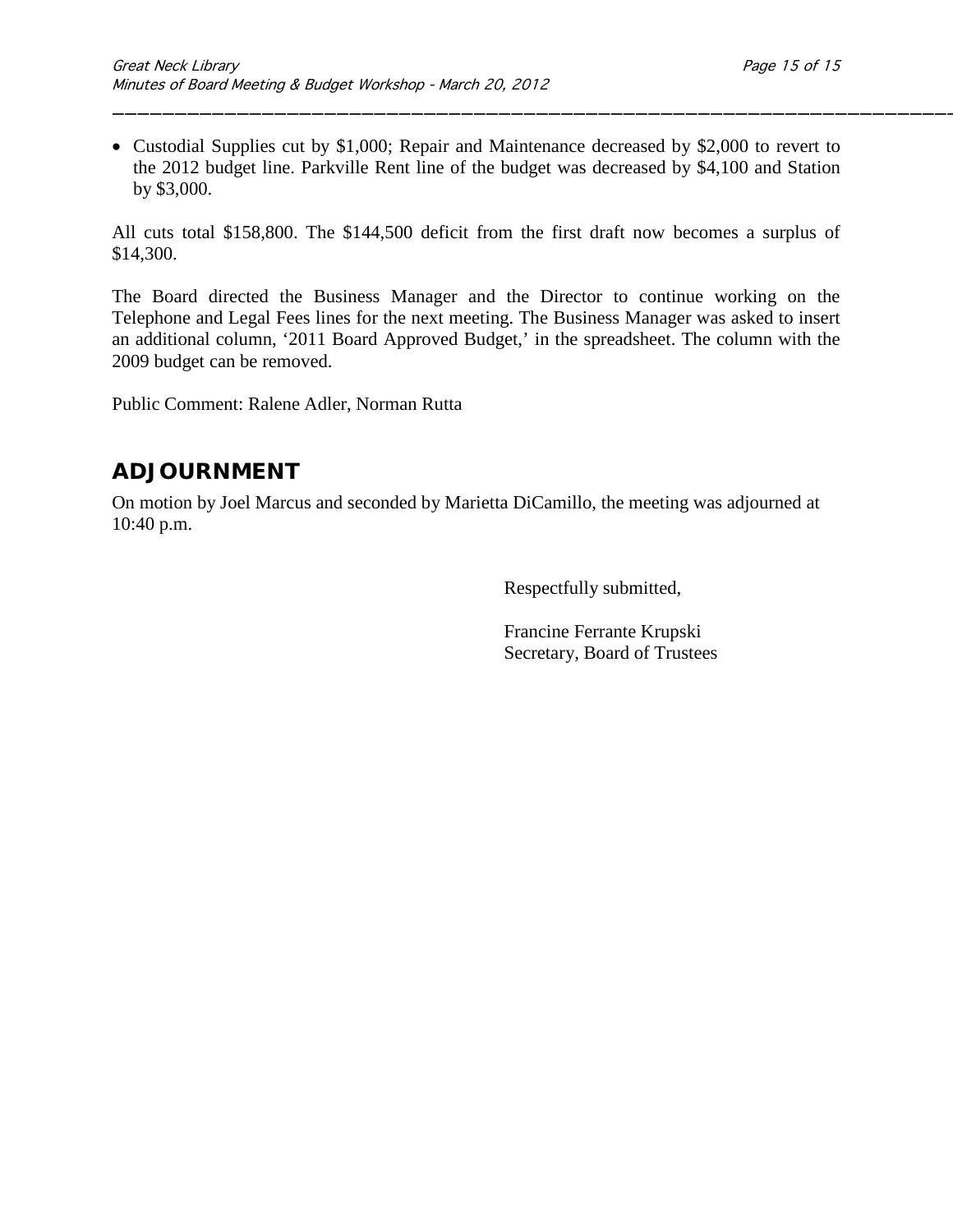- Custodial Supplies cut by $1,000; Repair and Maintenance decreased by $2,000 to revert to the 2012 budget line. Parkville Rent line of the budget was decreased by $4,100 and Station by $3,000.

All cuts total $158,800. The $144,500 deficit from the first draft now becomes a surplus of $14,300.

The Board directed the Business Manager and the Director to continue working on the Telephone and Legal Fees lines for the next meeting. The Business Manager was asked to insert an additional column, '2011 Board Approved Budget,' in the spreadsheet. The column with the 2009 budget can be removed.

Public Comment: Ralene Adler, Norman Rutta

## ADJOURNMENT

On motion by Joel Marcus and seconded by Marietta DiCamillo, the meeting was adjourned at 10:40 p.m.

Respectfully submitted,

Francine Ferrante Krupski
Secretary, Board of Trustees